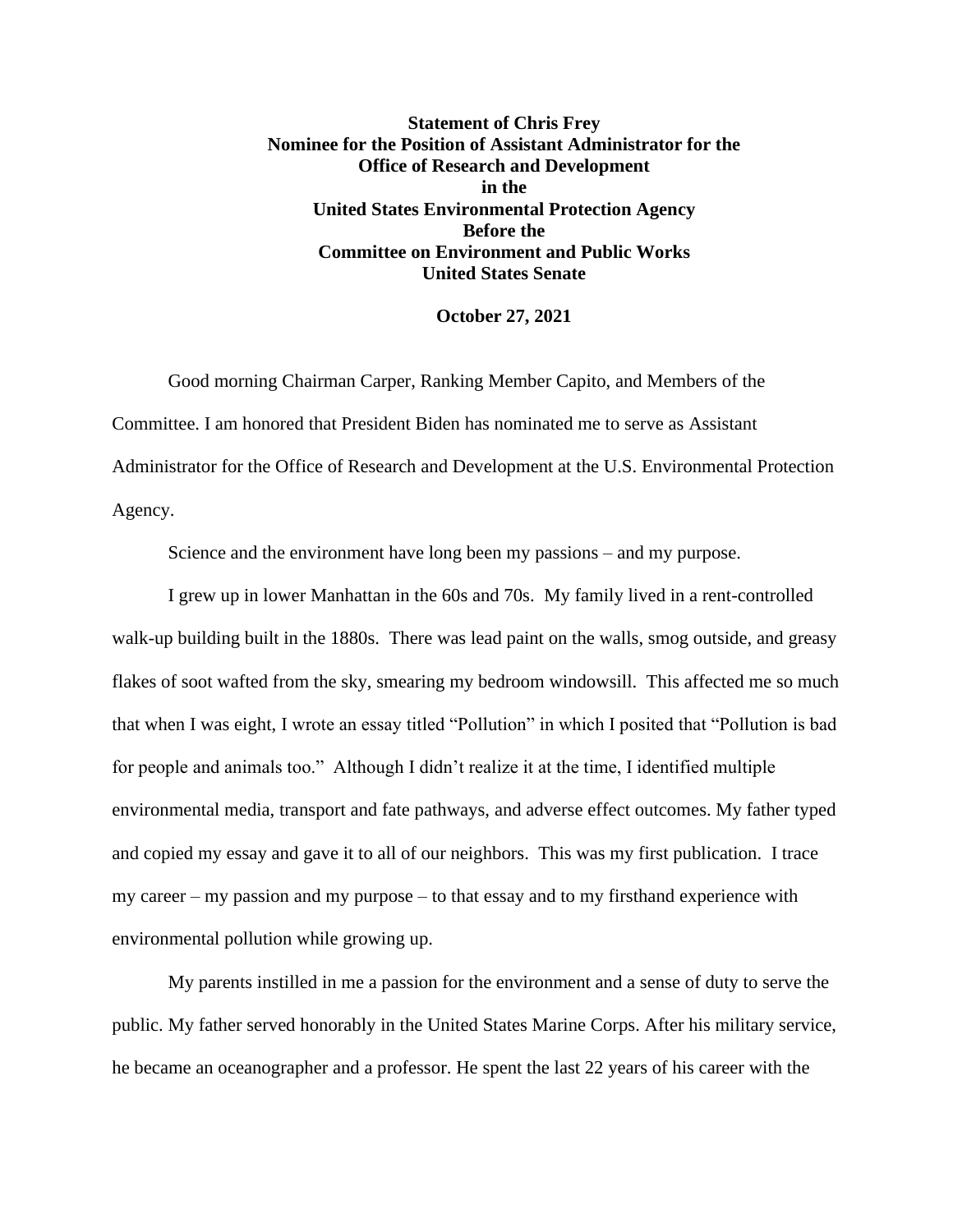**Statement of Chris Frey**
**Nominee for the Position of Assistant Administrator for the Office of Research and Development**
**in the**
**United States Environmental Protection Agency**
**Before the**
**Committee on Environment and Public Works**
**United States Senate**

**October 27, 2021**

Good morning Chairman Carper, Ranking Member Capito, and Members of the Committee. I am honored that President Biden has nominated me to serve as Assistant Administrator for the Office of Research and Development at the U.S. Environmental Protection Agency.

Science and the environment have long been my passions – and my purpose.

I grew up in lower Manhattan in the 60s and 70s. My family lived in a rent-controlled walk-up building built in the 1880s. There was lead paint on the walls, smog outside, and greasy flakes of soot wafted from the sky, smearing my bedroom windowsill. This affected me so much that when I was eight, I wrote an essay titled "Pollution" in which I posited that "Pollution is bad for people and animals too." Although I didn't realize it at the time, I identified multiple environmental media, transport and fate pathways, and adverse effect outcomes. My father typed and copied my essay and gave it to all of our neighbors. This was my first publication. I trace my career – my passion and my purpose – to that essay and to my firsthand experience with environmental pollution while growing up.

My parents instilled in me a passion for the environment and a sense of duty to serve the public. My father served honorably in the United States Marine Corps. After his military service, he became an oceanographer and a professor. He spent the last 22 years of his career with the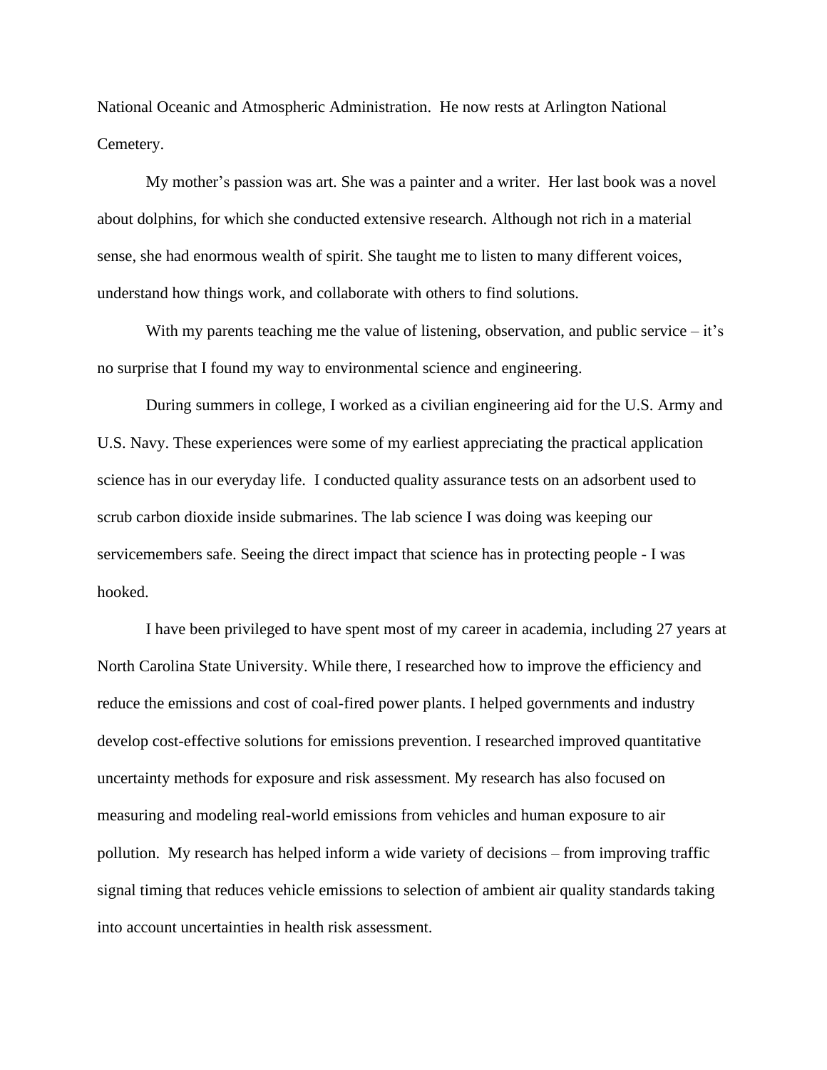National Oceanic and Atmospheric Administration. He now rests at Arlington National Cemetery.

My mother's passion was art. She was a painter and a writer. Her last book was a novel about dolphins, for which she conducted extensive research. Although not rich in a material sense, she had enormous wealth of spirit. She taught me to listen to many different voices, understand how things work, and collaborate with others to find solutions.

With my parents teaching me the value of listening, observation, and public service – it's no surprise that I found my way to environmental science and engineering.

During summers in college, I worked as a civilian engineering aid for the U.S. Army and U.S. Navy. These experiences were some of my earliest appreciating the practical application science has in our everyday life. I conducted quality assurance tests on an adsorbent used to scrub carbon dioxide inside submarines. The lab science I was doing was keeping our servicemembers safe. Seeing the direct impact that science has in protecting people - I was hooked.

I have been privileged to have spent most of my career in academia, including 27 years at North Carolina State University. While there, I researched how to improve the efficiency and reduce the emissions and cost of coal-fired power plants. I helped governments and industry develop cost-effective solutions for emissions prevention. I researched improved quantitative uncertainty methods for exposure and risk assessment. My research has also focused on measuring and modeling real-world emissions from vehicles and human exposure to air pollution. My research has helped inform a wide variety of decisions – from improving traffic signal timing that reduces vehicle emissions to selection of ambient air quality standards taking into account uncertainties in health risk assessment.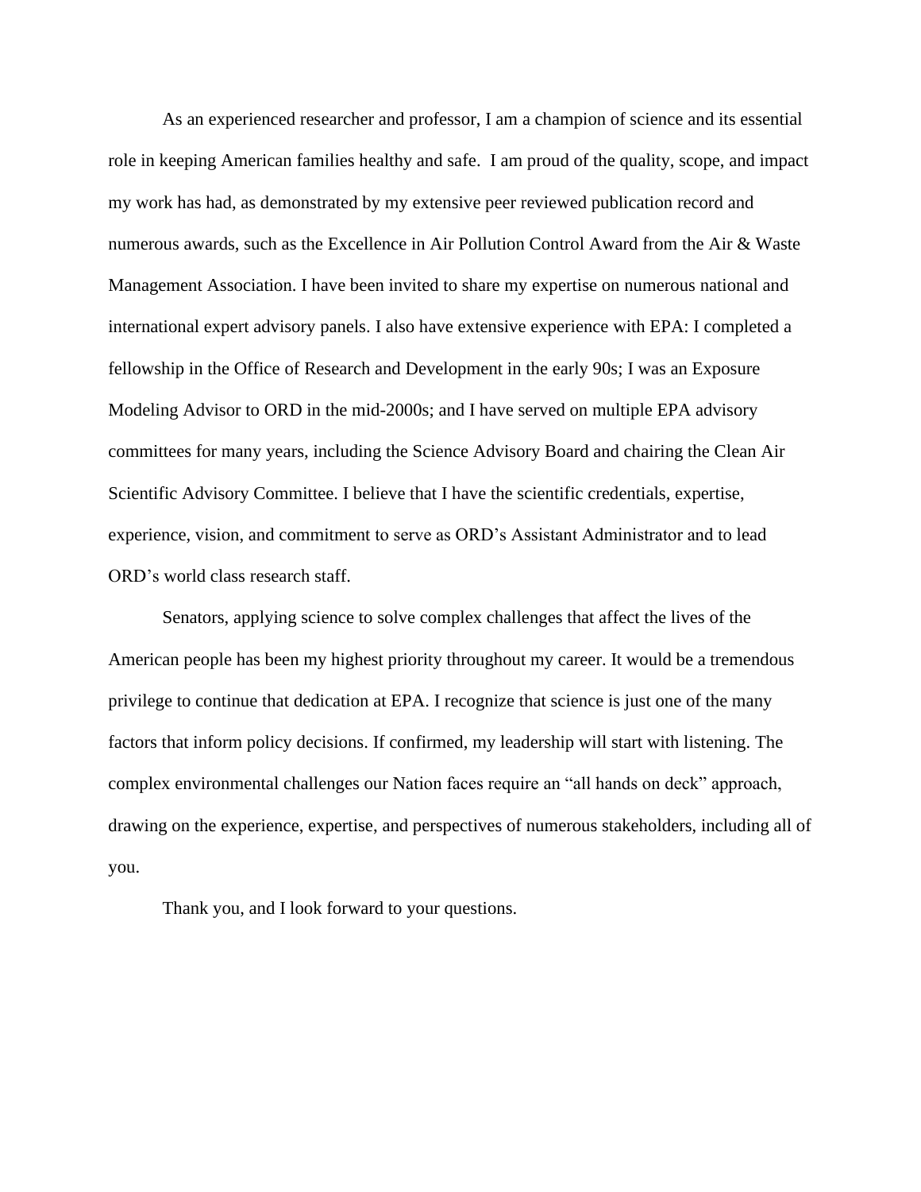As an experienced researcher and professor, I am a champion of science and its essential role in keeping American families healthy and safe. I am proud of the quality, scope, and impact my work has had, as demonstrated by my extensive peer reviewed publication record and numerous awards, such as the Excellence in Air Pollution Control Award from the Air & Waste Management Association. I have been invited to share my expertise on numerous national and international expert advisory panels. I also have extensive experience with EPA: I completed a fellowship in the Office of Research and Development in the early 90s; I was an Exposure Modeling Advisor to ORD in the mid-2000s; and I have served on multiple EPA advisory committees for many years, including the Science Advisory Board and chairing the Clean Air Scientific Advisory Committee. I believe that I have the scientific credentials, expertise, experience, vision, and commitment to serve as ORD's Assistant Administrator and to lead ORD's world class research staff.

Senators, applying science to solve complex challenges that affect the lives of the American people has been my highest priority throughout my career. It would be a tremendous privilege to continue that dedication at EPA. I recognize that science is just one of the many factors that inform policy decisions. If confirmed, my leadership will start with listening. The complex environmental challenges our Nation faces require an "all hands on deck" approach, drawing on the experience, expertise, and perspectives of numerous stakeholders, including all of you.

Thank you, and I look forward to your questions.